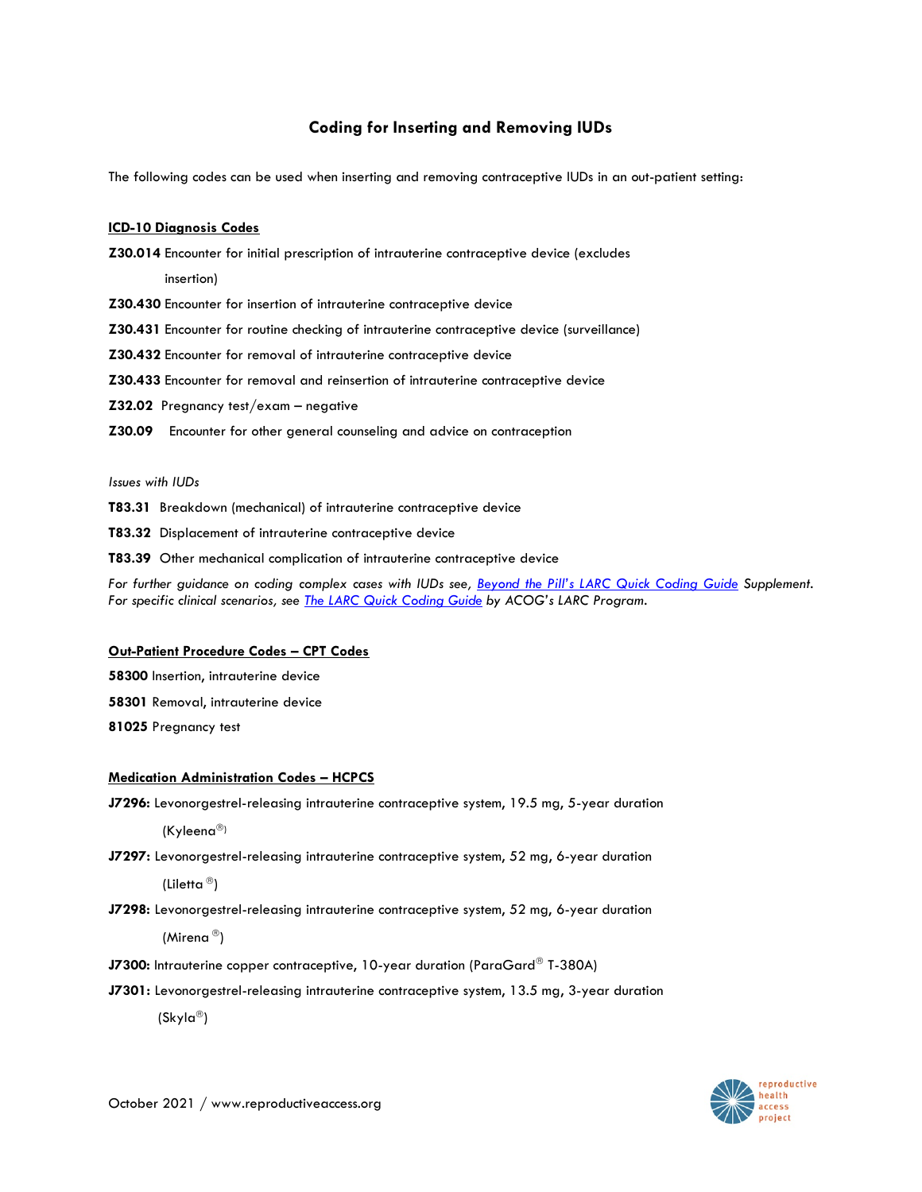# Coding for Inserting and Removing IUDs

The following codes can be used when inserting and removing contraceptive IUDs in an out-patient setting:

## ICD-10 Diagnosis Codes

**Z30.014** Encounter for initial prescription of intrauterine contraceptive device (excludes insertion)

**Z30.430** Encounter for insertion of intrauterine contraceptive device

**Z30.431** Encounter for routine checking of intrauterine contraceptive device (surveillance)

**Z30.432** Encounter for removal of intrauterine contraceptive device

**Z30.433** Encounter for removal and reinsertion of intrauterine contraceptive device

**Z32.02** Pregnancy test/exam – negative

**Z30.09** Encounter for other general counseling and advice on contraception

*Issues with IUDs*

**T83.31** Breakdown (mechanical) of intrauterine contraceptive device

**T83.32** Displacement of intrauterine contraceptive device

**T83.39** Other mechanical complication of intrauterine contraceptive device

*For further guidance on coding complex cases with IUDs see, Beyond the Pill's LARC Quick Coding Guide Supplement. For specific clinical scenarios, see The LARC Quick Coding Guide by ACOG's LARC Program.*

## Out-Patient Procedure Codes – CPT Codes

**58300** Insertion, intrauterine device

**58301** Removal, intrauterine device

**81025** Pregnancy test

## Medication Administration Codes – HCPCS

**J7296:** Levonorgestrel-releasing intrauterine contraceptive system, 19.5 mg, 5-year duration (Kyleena®)

**J7297:** Levonorgestrel-releasing intrauterine contraceptive system, 52 mg, 6-year duration (Liletta ®)

**J7298:** Levonorgestrel-releasing intrauterine contraceptive system, 52 mg, 6-year duration (Mirena ®)

**J7300:** Intrauterine copper contraceptive, 10-year duration (ParaGard® T-380A)

**J7301:** Levonorgestrel-releasing intrauterine contraceptive system, 13.5 mg, 3-year duration (Skyla®)

October 2021 / www.reproductiveaccess.org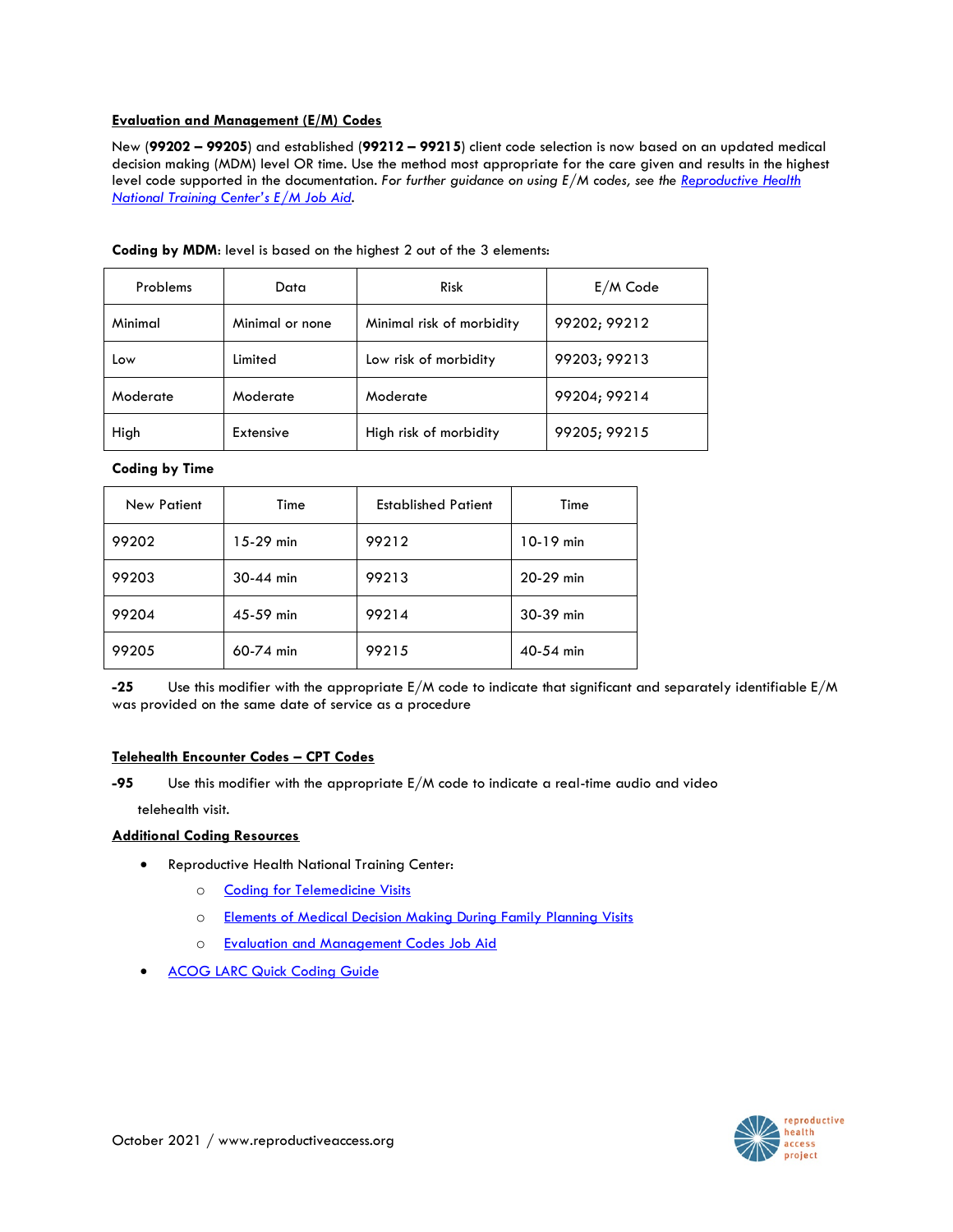**Evaluation and Management (E/M) Codes**

New (**99202 – 99205**) and established (**99212 – 99215**) client code selection is now based on an updated medical decision making (MDM) level OR time. Use the method most appropriate for the care given and results in the highest level code supported in the documentation. *For further guidance on using E/M codes, see the [Reproductive Health National Training Center's E/M Job Aid](#).*

**Coding by MDM**: level is based on the highest 2 out of the 3 elements:

| Problems | Data | Risk | E/M Code |
|---|---|---|---|
| Minimal | Minimal or none | Minimal risk of morbidity | 99202; 99212 |
| Low | Limited | Low risk of morbidity | 99203; 99213 |
| Moderate | Moderate | Moderate | 99204; 99214 |
| High | Extensive | High risk of morbidity | 99205; 99215 |

**Coding by Time**

| New Patient | Time | Established Patient | Time |
|---|---|---|---|
| 99202 | 15-29 min | 99212 | 10-19 min |
| 99203 | 30-44 min | 99213 | 20-29 min |
| 99204 | 45-59 min | 99214 | 30-39 min |
| 99205 | 60-74 min | 99215 | 40-54 min |

**-25** Use this modifier with the appropriate E/M code to indicate that significant and separately identifiable E/M was provided on the same date of service as a procedure

**Telehealth Encounter Codes – CPT Codes**

**-95** Use this modifier with the appropriate E/M code to indicate a real-time audio and video telehealth visit.

**Additional Coding Resources**

- Reproductive Health National Training Center:
  - Coding for Telemedicine Visits
  - Elements of Medical Decision Making During Family Planning Visits
  - Evaluation and Management Codes Job Aid
- ACOG LARC Quick Coding Guide

October 2021 / www.reproductiveaccess.org